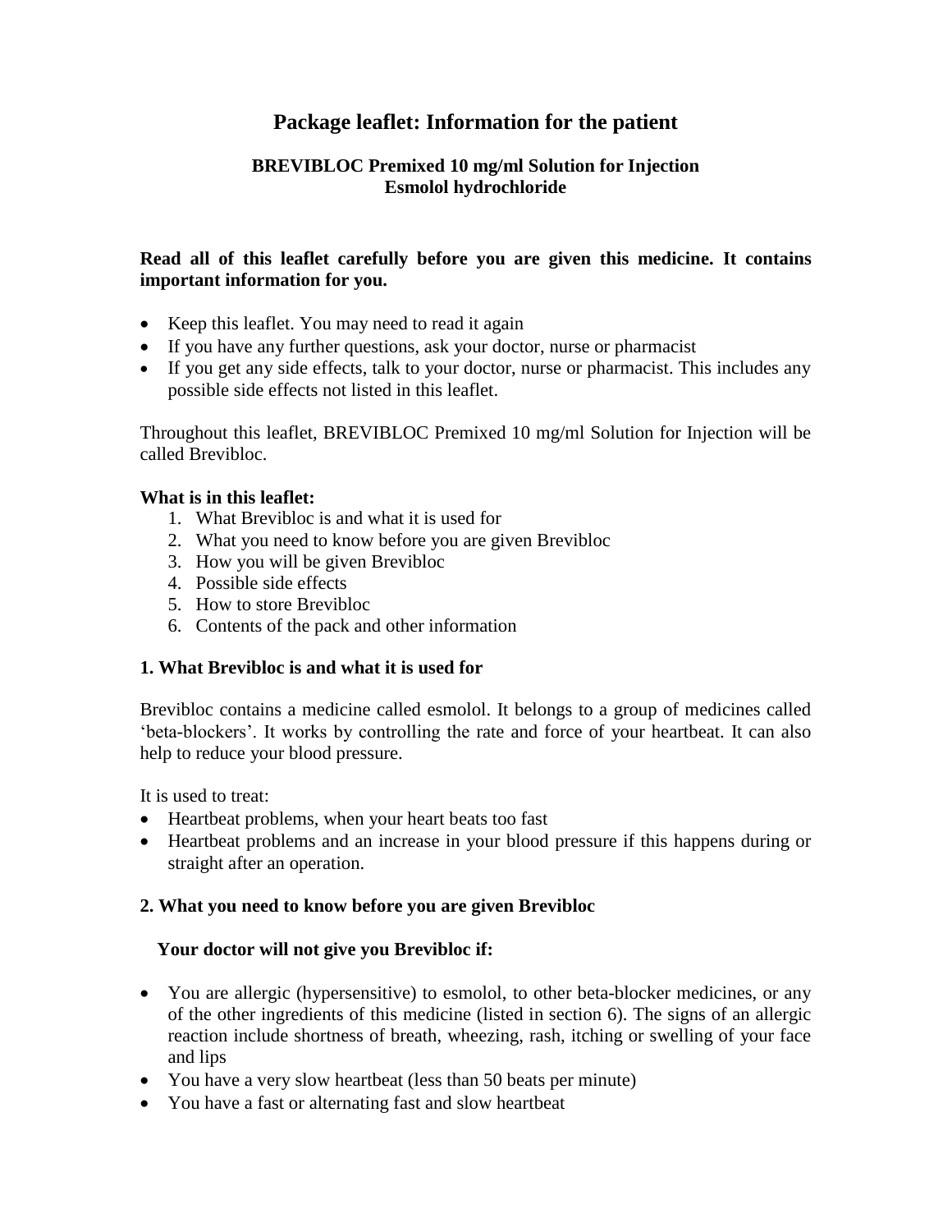# Package leaflet: Information for the patient

## BREVIBLOC Premixed 10 mg/ml Solution for Injection
## Esmolol hydrochloride

**Read all of this leaflet carefully before you are given this medicine. It contains important information for you.**

- Keep this leaflet. You may need to read it again
- If you have any further questions, ask your doctor, nurse or pharmacist
- If you get any side effects, talk to your doctor, nurse or pharmacist. This includes any possible side effects not listed in this leaflet.

Throughout this leaflet, BREVIBLOC Premixed 10 mg/ml Solution for Injection will be called Brevibloc.

**What is in this leaflet:**

1. What Brevibloc is and what it is used for
2. What you need to know before you are given Brevibloc
3. How you will be given Brevibloc
4. Possible side effects
5. How to store Brevibloc
6. Contents of the pack and other information

### 1. What Brevibloc is and what it is used for

Brevibloc contains a medicine called esmolol. It belongs to a group of medicines called 'beta-blockers'. It works by controlling the rate and force of your heartbeat. It can also help to reduce your blood pressure.

It is used to treat:

- Heartbeat problems, when your heart beats too fast
- Heartbeat problems and an increase in your blood pressure if this happens during or straight after an operation.

### 2. What you need to know before you are given Brevibloc

**Your doctor will not give you Brevibloc if:**

- You are allergic (hypersensitive) to esmolol, to other beta-blocker medicines, or any of the other ingredients of this medicine (listed in section 6). The signs of an allergic reaction include shortness of breath, wheezing, rash, itching or swelling of your face and lips
- You have a very slow heartbeat (less than 50 beats per minute)
- You have a fast or alternating fast and slow heartbeat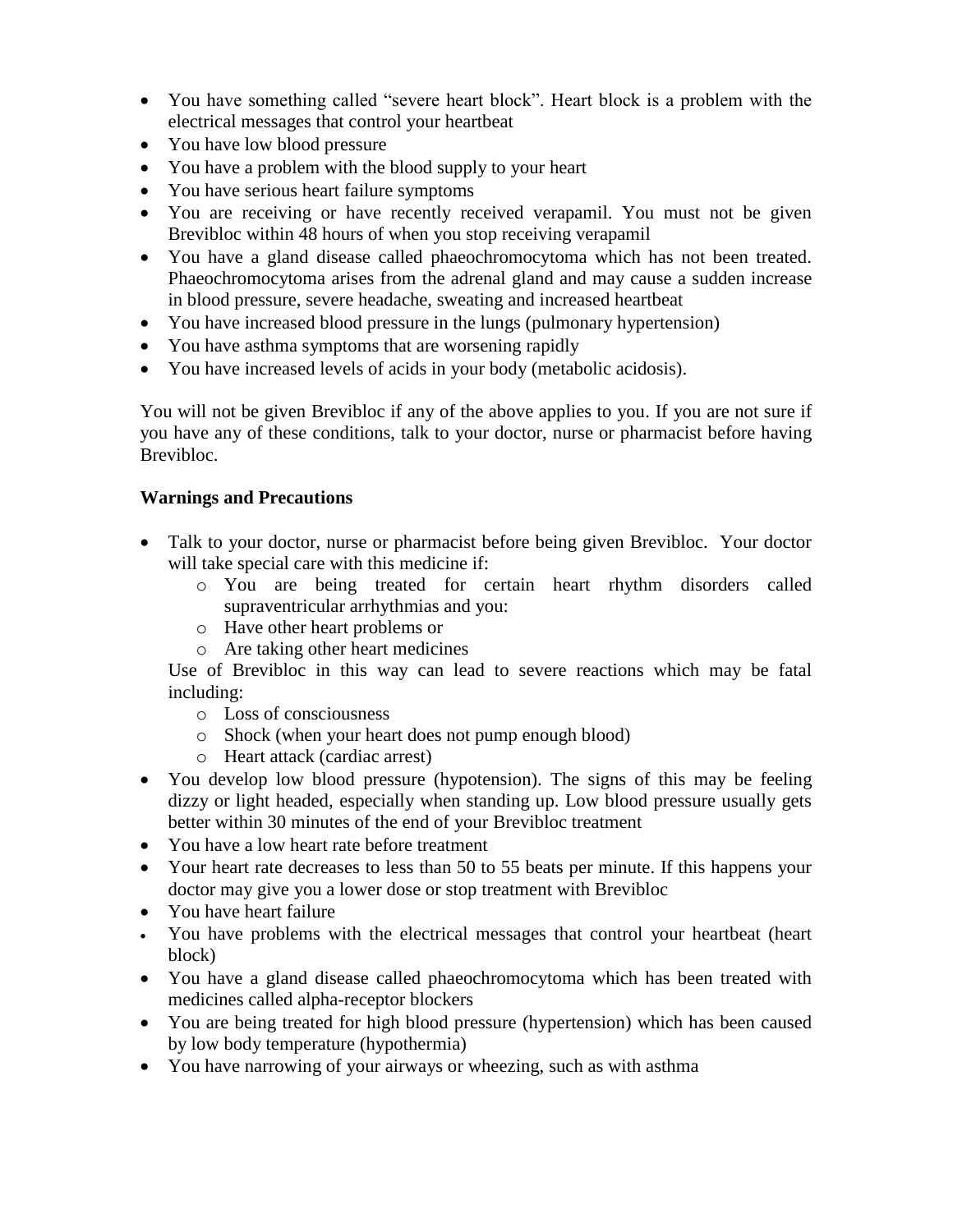- You have something called "severe heart block". Heart block is a problem with the electrical messages that control your heartbeat
- You have low blood pressure
- You have a problem with the blood supply to your heart
- You have serious heart failure symptoms
- You are receiving or have recently received verapamil. You must not be given Brevibloc within 48 hours of when you stop receiving verapamil
- You have a gland disease called phaeochromocytoma which has not been treated. Phaeochromocytoma arises from the adrenal gland and may cause a sudden increase in blood pressure, severe headache, sweating and increased heartbeat
- You have increased blood pressure in the lungs (pulmonary hypertension)
- You have asthma symptoms that are worsening rapidly
- You have increased levels of acids in your body (metabolic acidosis).

You will not be given Brevibloc if any of the above applies to you. If you are not sure if you have any of these conditions, talk to your doctor, nurse or pharmacist before having Brevibloc.

**Warnings and Precautions**

- Talk to your doctor, nurse or pharmacist before being given Brevibloc. Your doctor will take special care with this medicine if:
    - You are being treated for certain heart rhythm disorders called supraventricular arrhythmias and you:
    - Have other heart problems or
    - Are taking other heart medicines

  Use of Brevibloc in this way can lead to severe reactions which may be fatal including:
    - Loss of consciousness
    - Shock (when your heart does not pump enough blood)
    - Heart attack (cardiac arrest)
- You develop low blood pressure (hypotension). The signs of this may be feeling dizzy or light headed, especially when standing up. Low blood pressure usually gets better within 30 minutes of the end of your Brevibloc treatment
- You have a low heart rate before treatment
- Your heart rate decreases to less than 50 to 55 beats per minute. If this happens your doctor may give you a lower dose or stop treatment with Brevibloc
- You have heart failure
- You have problems with the electrical messages that control your heartbeat (heart block)
- You have a gland disease called phaeochromocytoma which has been treated with medicines called alpha-receptor blockers
- You are being treated for high blood pressure (hypertension) which has been caused by low body temperature (hypothermia)
- You have narrowing of your airways or wheezing, such as with asthma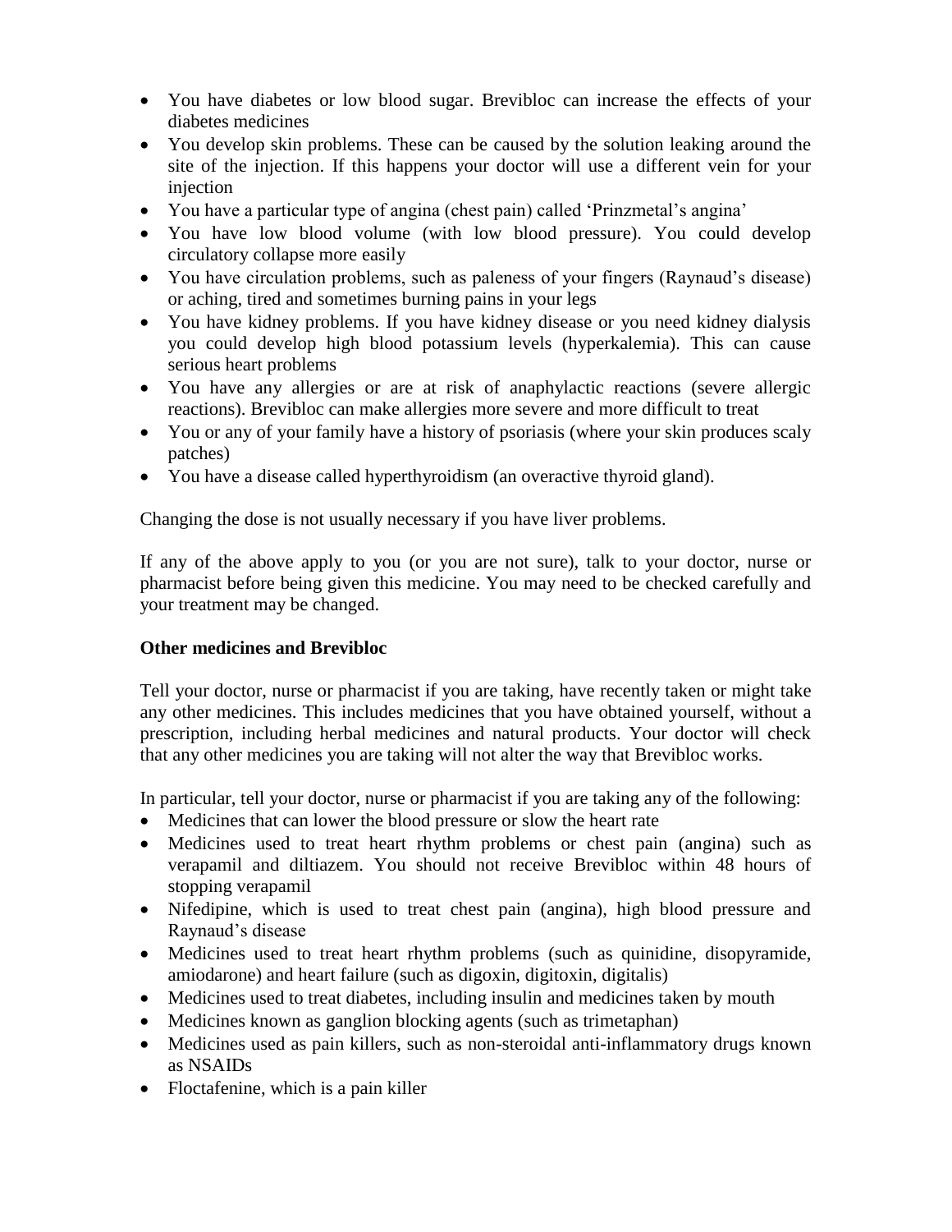- You have diabetes or low blood sugar. Brevibloc can increase the effects of your diabetes medicines
- You develop skin problems. These can be caused by the solution leaking around the site of the injection. If this happens your doctor will use a different vein for your injection
- You have a particular type of angina (chest pain) called 'Prinzmetal's angina'
- You have low blood volume (with low blood pressure). You could develop circulatory collapse more easily
- You have circulation problems, such as paleness of your fingers (Raynaud's disease) or aching, tired and sometimes burning pains in your legs
- You have kidney problems. If you have kidney disease or you need kidney dialysis you could develop high blood potassium levels (hyperkalemia). This can cause serious heart problems
- You have any allergies or are at risk of anaphylactic reactions (severe allergic reactions). Brevibloc can make allergies more severe and more difficult to treat
- You or any of your family have a history of psoriasis (where your skin produces scaly patches)
- You have a disease called hyperthyroidism (an overactive thyroid gland).

Changing the dose is not usually necessary if you have liver problems.

If any of the above apply to you (or you are not sure), talk to your doctor, nurse or pharmacist before being given this medicine. You may need to be checked carefully and your treatment may be changed.

**Other medicines and Brevibloc**

Tell your doctor, nurse or pharmacist if you are taking, have recently taken or might take any other medicines. This includes medicines that you have obtained yourself, without a prescription, including herbal medicines and natural products. Your doctor will check that any other medicines you are taking will not alter the way that Brevibloc works.

In particular, tell your doctor, nurse or pharmacist if you are taking any of the following:

- Medicines that can lower the blood pressure or slow the heart rate
- Medicines used to treat heart rhythm problems or chest pain (angina) such as verapamil and diltiazem. You should not receive Brevibloc within 48 hours of stopping verapamil
- Nifedipine, which is used to treat chest pain (angina), high blood pressure and Raynaud's disease
- Medicines used to treat heart rhythm problems (such as quinidine, disopyramide, amiodarone) and heart failure (such as digoxin, digitoxin, digitalis)
- Medicines used to treat diabetes, including insulin and medicines taken by mouth
- Medicines known as ganglion blocking agents (such as trimetaphan)
- Medicines used as pain killers, such as non-steroidal anti-inflammatory drugs known as NSAIDs
- Floctafenine, which is a pain killer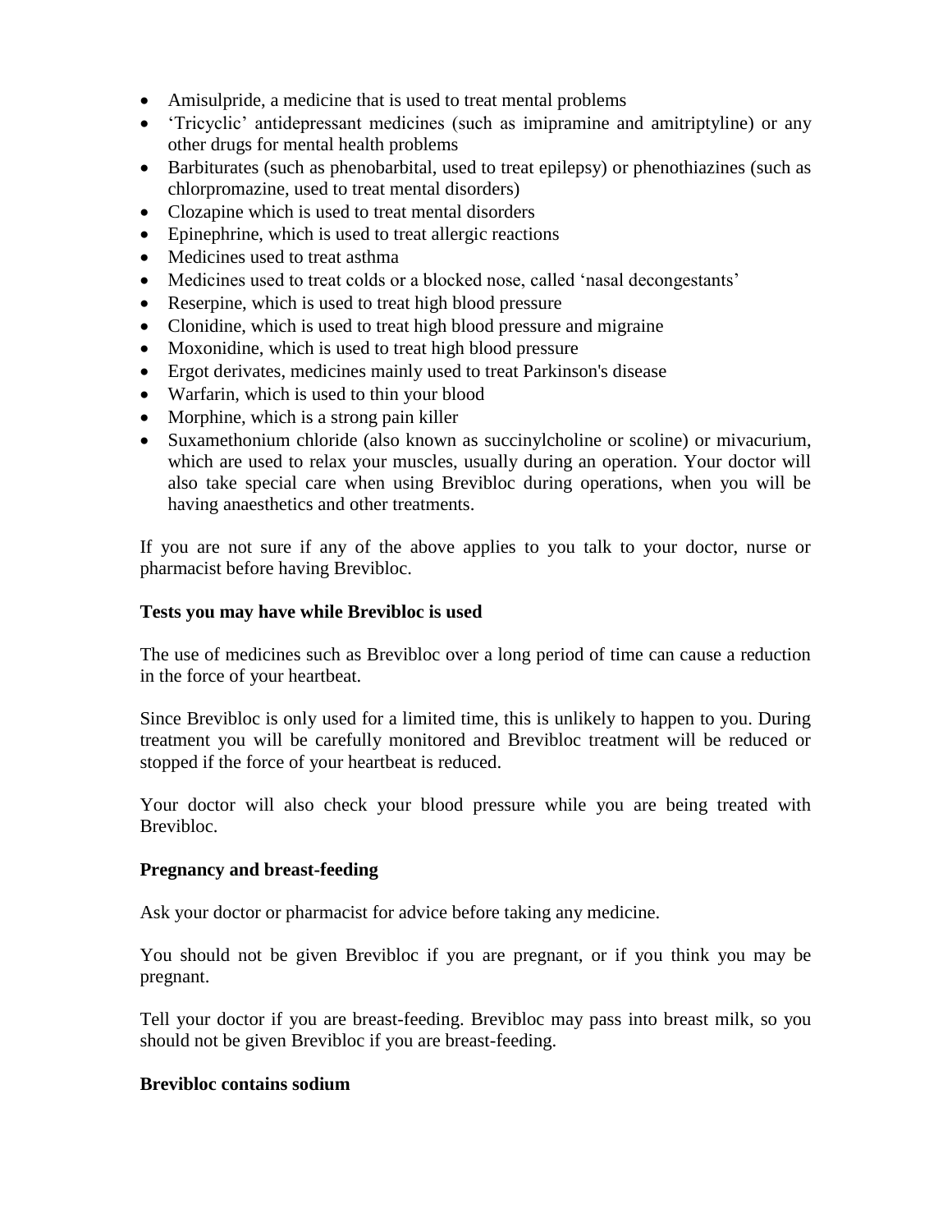- Amisulpride, a medicine that is used to treat mental problems
- 'Tricyclic' antidepressant medicines (such as imipramine and amitriptyline) or any other drugs for mental health problems
- Barbiturates (such as phenobarbital, used to treat epilepsy) or phenothiazines (such as chlorpromazine, used to treat mental disorders)
- Clozapine which is used to treat mental disorders
- Epinephrine, which is used to treat allergic reactions
- Medicines used to treat asthma
- Medicines used to treat colds or a blocked nose, called 'nasal decongestants'
- Reserpine, which is used to treat high blood pressure
- Clonidine, which is used to treat high blood pressure and migraine
- Moxonidine, which is used to treat high blood pressure
- Ergot derivates, medicines mainly used to treat Parkinson's disease
- Warfarin, which is used to thin your blood
- Morphine, which is a strong pain killer
- Suxamethonium chloride (also known as succinylcholine or scoline) or mivacurium, which are used to relax your muscles, usually during an operation. Your doctor will also take special care when using Brevibloc during operations, when you will be having anaesthetics and other treatments.

If you are not sure if any of the above applies to you talk to your doctor, nurse or pharmacist before having Brevibloc.

**Tests you may have while Brevibloc is used**

The use of medicines such as Brevibloc over a long period of time can cause a reduction in the force of your heartbeat.

Since Brevibloc is only used for a limited time, this is unlikely to happen to you. During treatment you will be carefully monitored and Brevibloc treatment will be reduced or stopped if the force of your heartbeat is reduced.

Your doctor will also check your blood pressure while you are being treated with Brevibloc.

**Pregnancy and breast-feeding**

Ask your doctor or pharmacist for advice before taking any medicine.

You should not be given Brevibloc if you are pregnant, or if you think you may be pregnant.

Tell your doctor if you are breast-feeding. Brevibloc may pass into breast milk, so you should not be given Brevibloc if you are breast-feeding.

**Brevibloc contains sodium**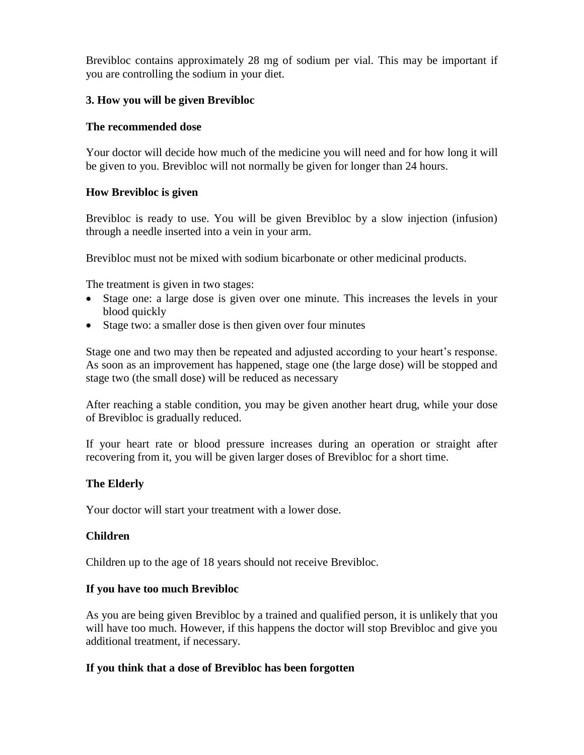Brevibloc contains approximately 28 mg of sodium per vial. This may be important if you are controlling the sodium in your diet.

### 3. How you will be given Brevibloc

**The recommended dose**

Your doctor will decide how much of the medicine you will need and for how long it will be given to you. Brevibloc will not normally be given for longer than 24 hours.

**How Brevibloc is given**

Brevibloc is ready to use. You will be given Brevibloc by a slow injection (infusion) through a needle inserted into a vein in your arm.

Brevibloc must not be mixed with sodium bicarbonate or other medicinal products.

The treatment is given in two stages:

- Stage one: a large dose is given over one minute. This increases the levels in your blood quickly
- Stage two: a smaller dose is then given over four minutes

Stage one and two may then be repeated and adjusted according to your heart's response. As soon as an improvement has happened, stage one (the large dose) will be stopped and stage two (the small dose) will be reduced as necessary

After reaching a stable condition, you may be given another heart drug, while your dose of Brevibloc is gradually reduced.

If your heart rate or blood pressure increases during an operation or straight after recovering from it, you will be given larger doses of Brevibloc for a short time.

**The Elderly**

Your doctor will start your treatment with a lower dose.

**Children**

Children up to the age of 18 years should not receive Brevibloc.

**If you have too much Brevibloc**

As you are being given Brevibloc by a trained and qualified person, it is unlikely that you will have too much. However, if this happens the doctor will stop Brevibloc and give you additional treatment, if necessary.

**If you think that a dose of Brevibloc has been forgotten**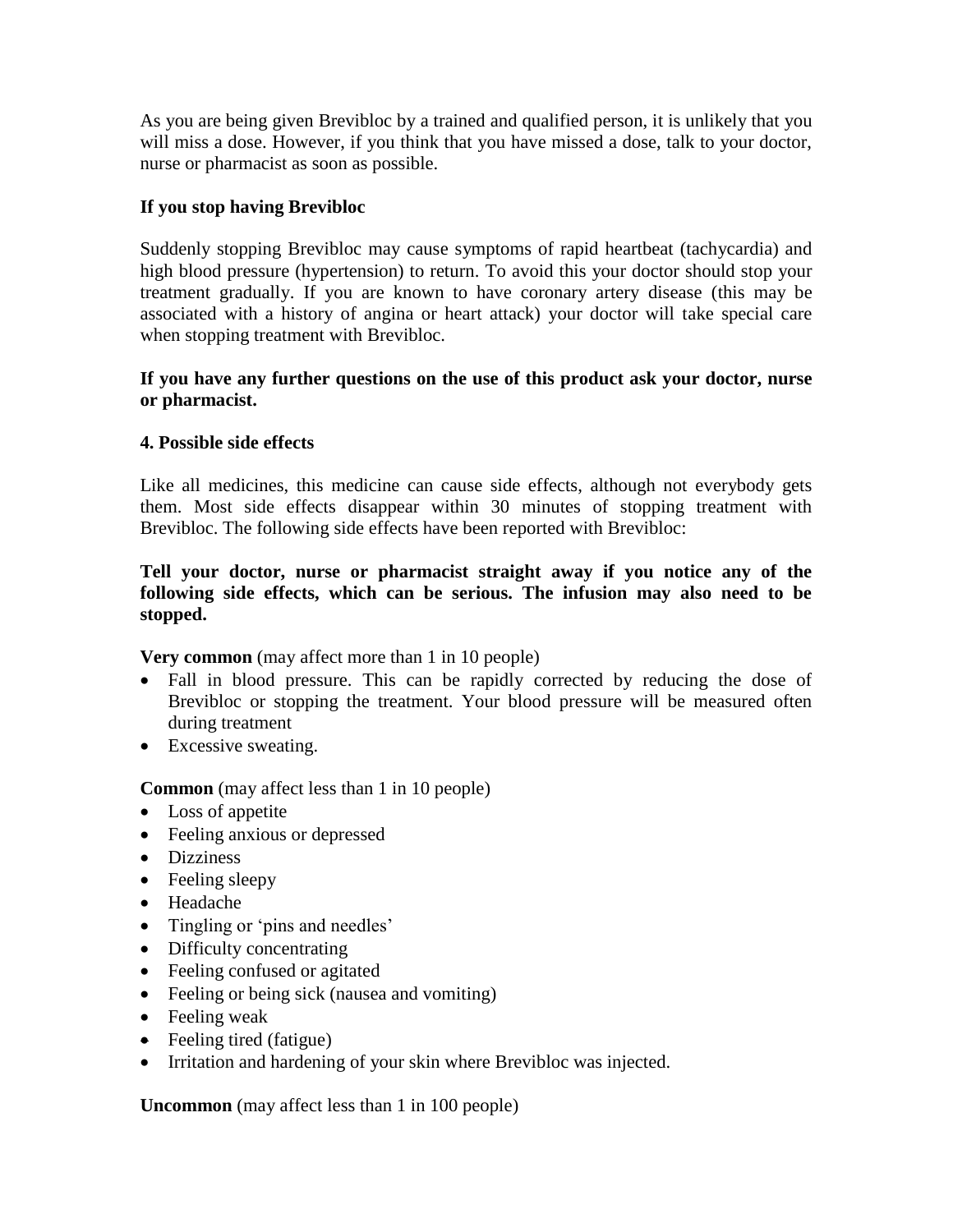As you are being given Brevibloc by a trained and qualified person, it is unlikely that you will miss a dose. However, if you think that you have missed a dose, talk to your doctor, nurse or pharmacist as soon as possible.

**If you stop having Brevibloc**

Suddenly stopping Brevibloc may cause symptoms of rapid heartbeat (tachycardia) and high blood pressure (hypertension) to return. To avoid this your doctor should stop your treatment gradually. If you are known to have coronary artery disease (this may be associated with a history of angina or heart attack) your doctor will take special care when stopping treatment with Brevibloc.

**If you have any further questions on the use of this product ask your doctor, nurse or pharmacist.**

## 4. Possible side effects

Like all medicines, this medicine can cause side effects, although not everybody gets them. Most side effects disappear within 30 minutes of stopping treatment with Brevibloc. The following side effects have been reported with Brevibloc:

**Tell your doctor, nurse or pharmacist straight away if you notice any of the following side effects, which can be serious. The infusion may also need to be stopped.**

**Very common** (may affect more than 1 in 10 people)

- Fall in blood pressure. This can be rapidly corrected by reducing the dose of Brevibloc or stopping the treatment. Your blood pressure will be measured often during treatment
- Excessive sweating.

**Common** (may affect less than 1 in 10 people)

- Loss of appetite
- Feeling anxious or depressed
- Dizziness
- Feeling sleepy
- Headache
- Tingling or 'pins and needles'
- Difficulty concentrating
- Feeling confused or agitated
- Feeling or being sick (nausea and vomiting)
- Feeling weak
- Feeling tired (fatigue)
- Irritation and hardening of your skin where Brevibloc was injected.

**Uncommon** (may affect less than 1 in 100 people)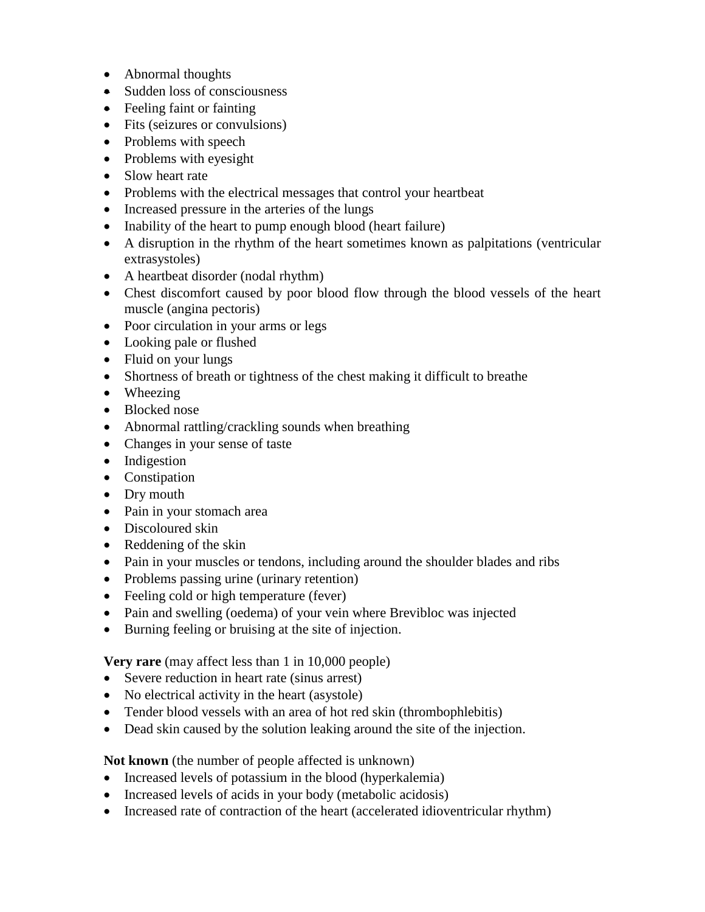- Abnormal thoughts
- Sudden loss of consciousness
- Feeling faint or fainting
- Fits (seizures or convulsions)
- Problems with speech
- Problems with eyesight
- Slow heart rate
- Problems with the electrical messages that control your heartbeat
- Increased pressure in the arteries of the lungs
- Inability of the heart to pump enough blood (heart failure)
- A disruption in the rhythm of the heart sometimes known as palpitations (ventricular extrasystoles)
- A heartbeat disorder (nodal rhythm)
- Chest discomfort caused by poor blood flow through the blood vessels of the heart muscle (angina pectoris)
- Poor circulation in your arms or legs
- Looking pale or flushed
- Fluid on your lungs
- Shortness of breath or tightness of the chest making it difficult to breathe
- Wheezing
- Blocked nose
- Abnormal rattling/crackling sounds when breathing
- Changes in your sense of taste
- Indigestion
- Constipation
- Dry mouth
- Pain in your stomach area
- Discoloured skin
- Reddening of the skin
- Pain in your muscles or tendons, including around the shoulder blades and ribs
- Problems passing urine (urinary retention)
- Feeling cold or high temperature (fever)
- Pain and swelling (oedema) of your vein where Brevibloc was injected
- Burning feeling or bruising at the site of injection.

**Very rare** (may affect less than 1 in 10,000 people)

- Severe reduction in heart rate (sinus arrest)
- No electrical activity in the heart (asystole)
- Tender blood vessels with an area of hot red skin (thrombophlebitis)
- Dead skin caused by the solution leaking around the site of the injection.

**Not known** (the number of people affected is unknown)

- Increased levels of potassium in the blood (hyperkalemia)
- Increased levels of acids in your body (metabolic acidosis)
- Increased rate of contraction of the heart (accelerated idioventricular rhythm)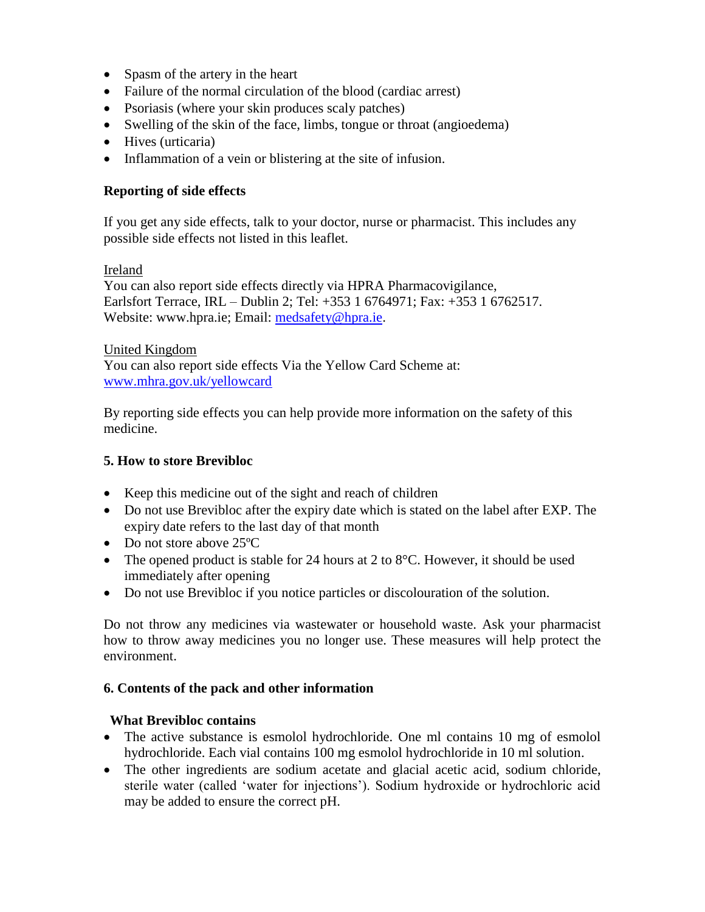- Spasm of the artery in the heart
- Failure of the normal circulation of the blood (cardiac arrest)
- Psoriasis (where your skin produces scaly patches)
- Swelling of the skin of the face, limbs, tongue or throat (angioedema)
- Hives (urticaria)
- Inflammation of a vein or blistering at the site of infusion.

**Reporting of side effects**

If you get any side effects, talk to your doctor, nurse or pharmacist. This includes any possible side effects not listed in this leaflet.

Ireland
You can also report side effects directly via HPRA Pharmacovigilance, Earlsfort Terrace, IRL – Dublin 2; Tel: +353 1 6764971; Fax: +353 1 6762517. Website: www.hpra.ie; Email: medsafety@hpra.ie.

United Kingdom
You can also report side effects Via the Yellow Card Scheme at: www.mhra.gov.uk/yellowcard

By reporting side effects you can help provide more information on the safety of this medicine.

## 5. How to store Brevibloc

- Keep this medicine out of the sight and reach of children
- Do not use Brevibloc after the expiry date which is stated on the label after EXP. The expiry date refers to the last day of that month
- Do not store above 25ºC
- The opened product is stable for 24 hours at 2 to 8°C. However, it should be used immediately after opening
- Do not use Brevibloc if you notice particles or discolouration of the solution.

Do not throw any medicines via wastewater or household waste. Ask your pharmacist how to throw away medicines you no longer use. These measures will help protect the environment.

## 6. Contents of the pack and other information

### What Brevibloc contains

- The active substance is esmolol hydrochloride. One ml contains 10 mg of esmolol hydrochloride. Each vial contains 100 mg esmolol hydrochloride in 10 ml solution.
- The other ingredients are sodium acetate and glacial acetic acid, sodium chloride, sterile water (called 'water for injections'). Sodium hydroxide or hydrochloric acid may be added to ensure the correct pH.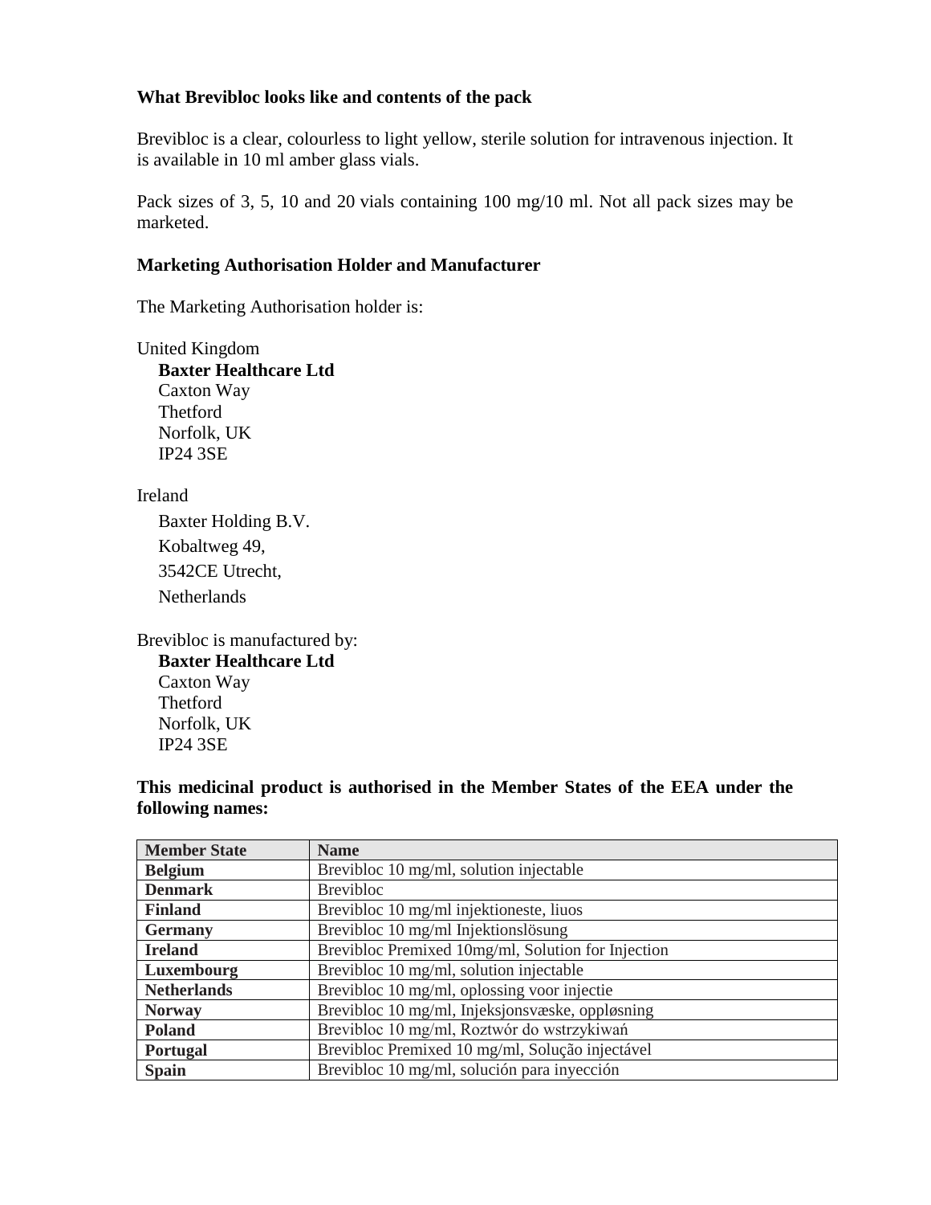**What Brevibloc looks like and contents of the pack**

Brevibloc is a clear, colourless to light yellow, sterile solution for intravenous injection. It is available in 10 ml amber glass vials.

Pack sizes of 3, 5, 10 and 20 vials containing 100 mg/10 ml. Not all pack sizes may be marketed.

**Marketing Authorisation Holder and Manufacturer**

The Marketing Authorisation holder is:

United Kingdom

**Baxter Healthcare Ltd**
Caxton Way
Thetford
Norfolk, UK
IP24 3SE

Ireland

Baxter Holding B.V.
Kobaltweg 49,
3542CE Utrecht,
Netherlands

Brevibloc is manufactured by:

**Baxter Healthcare Ltd**
Caxton Way
Thetford
Norfolk, UK
IP24 3SE

**This medicinal product is authorised in the Member States of the EEA under the following names:**

| Member State | Name |
|---|---|
| **Belgium** | Brevibloc 10 mg/ml, solution injectable |
| **Denmark** | Brevibloc |
| **Finland** | Brevibloc 10 mg/ml injektioneste, liuos |
| **Germany** | Brevibloc 10 mg/ml Injektionslösung |
| **Ireland** | Brevibloc Premixed 10mg/ml, Solution for Injection |
| **Luxembourg** | Brevibloc 10 mg/ml, solution injectable |
| **Netherlands** | Brevibloc 10 mg/ml, oplossing voor injectie |
| **Norway** | Brevibloc 10 mg/ml, Injeksjonsvæske, oppløsning |
| **Poland** | Brevibloc 10 mg/ml, Roztwór do wstrzykiwań |
| **Portugal** | Brevibloc Premixed 10 mg/ml, Solução injectável |
| **Spain** | Brevibloc 10 mg/ml, solución para inyección |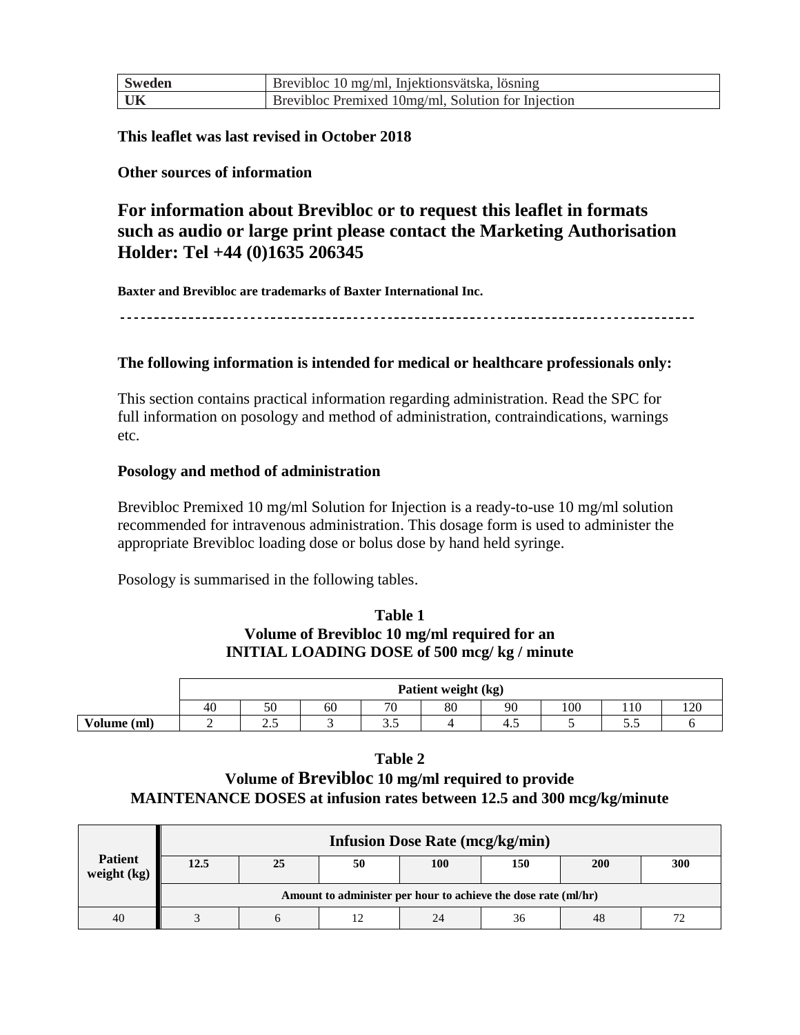| Sweden | Brevibloc 10 mg/ml, Injektionsvätska, lösning |
| --- | --- |
| UK | Brevibloc Premixed 10mg/ml, Solution for Injection |

**This leaflet was last revised in October 2018**

**Other sources of information**

## For information about Brevibloc or to request this leaflet in formats such as audio or large print please contact the Marketing Authorisation Holder: Tel +44 (0)1635 206345

**Baxter and Brevibloc are trademarks of Baxter International Inc.**

---

**The following information is intended for medical or healthcare professionals only:**

This section contains practical information regarding administration. Read the SPC for full information on posology and method of administration, contraindications, warnings etc.

**Posology and method of administration**

Brevibloc Premixed 10 mg/ml Solution for Injection is a ready-to-use 10 mg/ml solution recommended for intravenous administration. This dosage form is used to administer the appropriate Brevibloc loading dose or bolus dose by hand held syringe.

Posology is summarised in the following tables.

**Table 1**
**Volume of Brevibloc 10 mg/ml required for an INITIAL LOADING DOSE of 500 mcg/ kg / minute**

| | Patient weight (kg) | | | | | | | | |
| --- | --- | --- | --- | --- | --- | --- | --- | --- | --- |
| | 40 | 50 | 60 | 70 | 80 | 90 | 100 | 110 | 120 |
| **Volume (ml)** | 2 | 2.5 | 3 | 3.5 | 4 | 4.5 | 5 | 5.5 | 6 |

**Table 2**
**Volume of Brevibloc 10 mg/ml required to provide MAINTENANCE DOSES at infusion rates between 12.5 and 300 mcg/kg/minute**

| Patient weight (kg) | Infusion Dose Rate (mcg/kg/min) | | | | | | |
| --- | --- | --- | --- | --- | --- | --- | --- |
| | **12.5** | **25** | **50** | **100** | **150** | **200** | **300** |
| | Amount to administer per hour to achieve the dose rate (ml/hr) | | | | | | |
| 40 | 3 | 6 | 12 | 24 | 36 | 48 | 72 |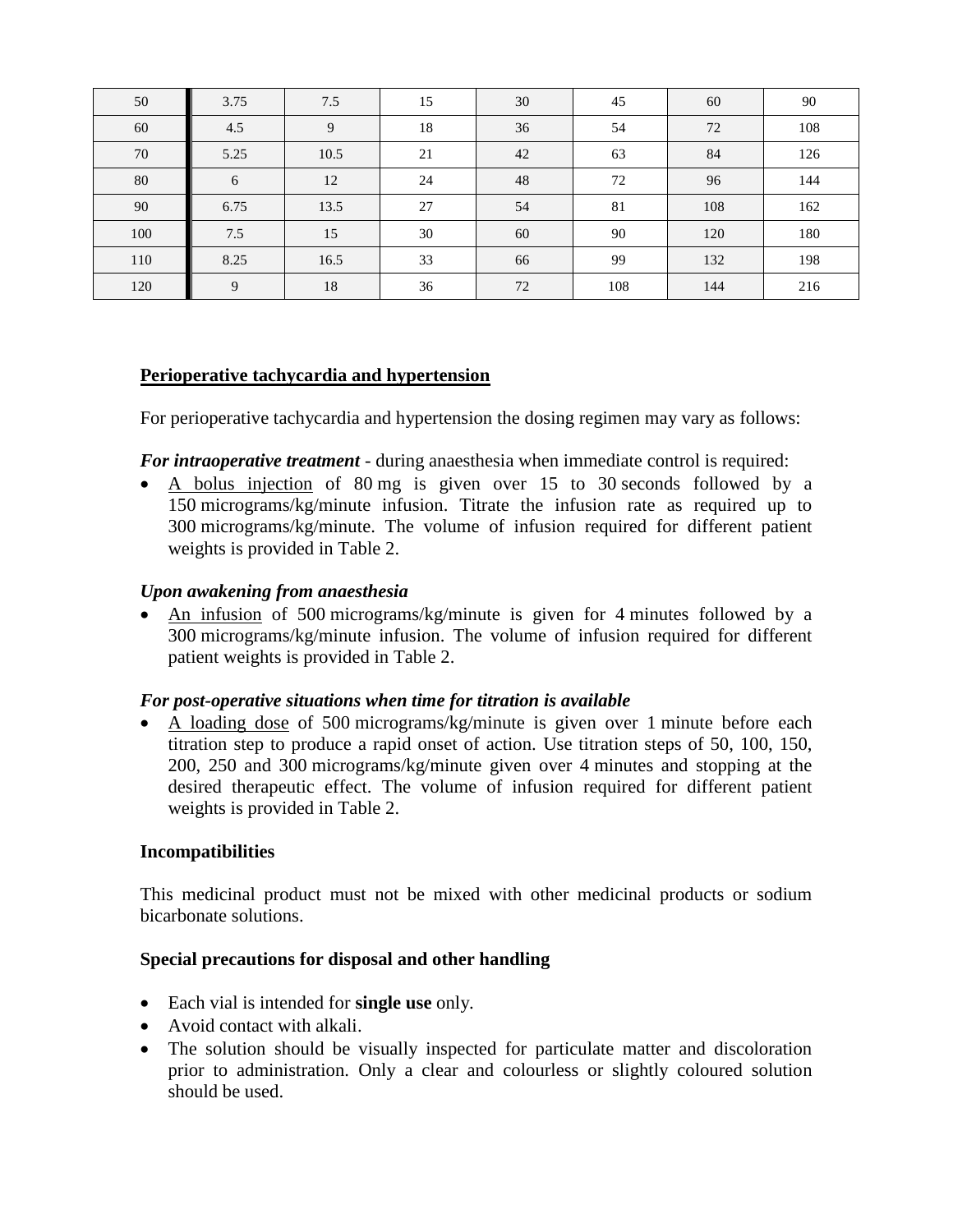| | | | | | | | |
|---|---|---|---|---|---|---|---|
| 50 | 3.75 | 7.5 | 15 | 30 | 45 | 60 | 90 |
| 60 | 4.5 | 9 | 18 | 36 | 54 | 72 | 108 |
| 70 | 5.25 | 10.5 | 21 | 42 | 63 | 84 | 126 |
| 80 | 6 | 12 | 24 | 48 | 72 | 96 | 144 |
| 90 | 6.75 | 13.5 | 27 | 54 | 81 | 108 | 162 |
| 100 | 7.5 | 15 | 30 | 60 | 90 | 120 | 180 |
| 110 | 8.25 | 16.5 | 33 | 66 | 99 | 132 | 198 |
| 120 | 9 | 18 | 36 | 72 | 108 | 144 | 216 |

**Perioperative tachycardia and hypertension**

For perioperative tachycardia and hypertension the dosing regimen may vary as follows:

***For intraoperative treatment*** - during anaesthesia when immediate control is required:

- A bolus injection of 80 mg is given over 15 to 30 seconds followed by a 150 micrograms/kg/minute infusion. Titrate the infusion rate as required up to 300 micrograms/kg/minute. The volume of infusion required for different patient weights is provided in Table 2.

***Upon awakening from anaesthesia***

- An infusion of 500 micrograms/kg/minute is given for 4 minutes followed by a 300 micrograms/kg/minute infusion. The volume of infusion required for different patient weights is provided in Table 2.

***For post-operative situations when time for titration is available***

- A loading dose of 500 micrograms/kg/minute is given over 1 minute before each titration step to produce a rapid onset of action. Use titration steps of 50, 100, 150, 200, 250 and 300 micrograms/kg/minute given over 4 minutes and stopping at the desired therapeutic effect. The volume of infusion required for different patient weights is provided in Table 2.

**Incompatibilities**

This medicinal product must not be mixed with other medicinal products or sodium bicarbonate solutions.

**Special precautions for disposal and other handling**

- Each vial is intended for **single use** only.
- Avoid contact with alkali.
- The solution should be visually inspected for particulate matter and discoloration prior to administration. Only a clear and colourless or slightly coloured solution should be used.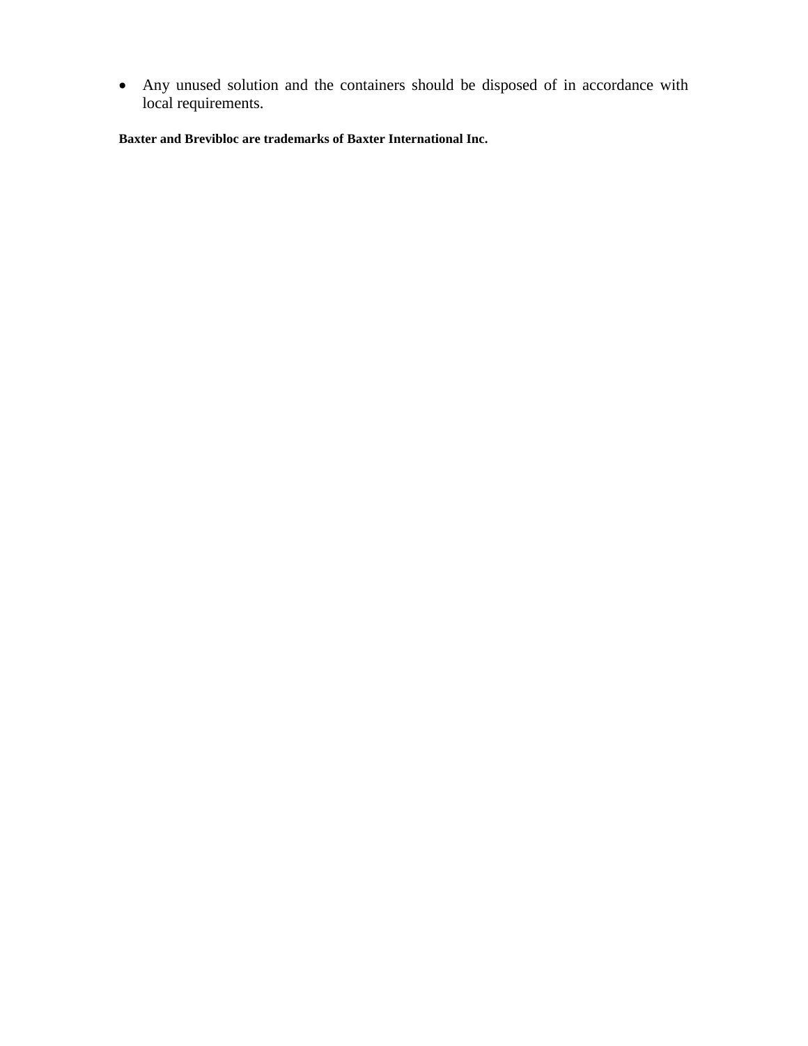- Any unused solution and the containers should be disposed of in accordance with local requirements.

**Baxter and Brevibloc are trademarks of Baxter International Inc.**